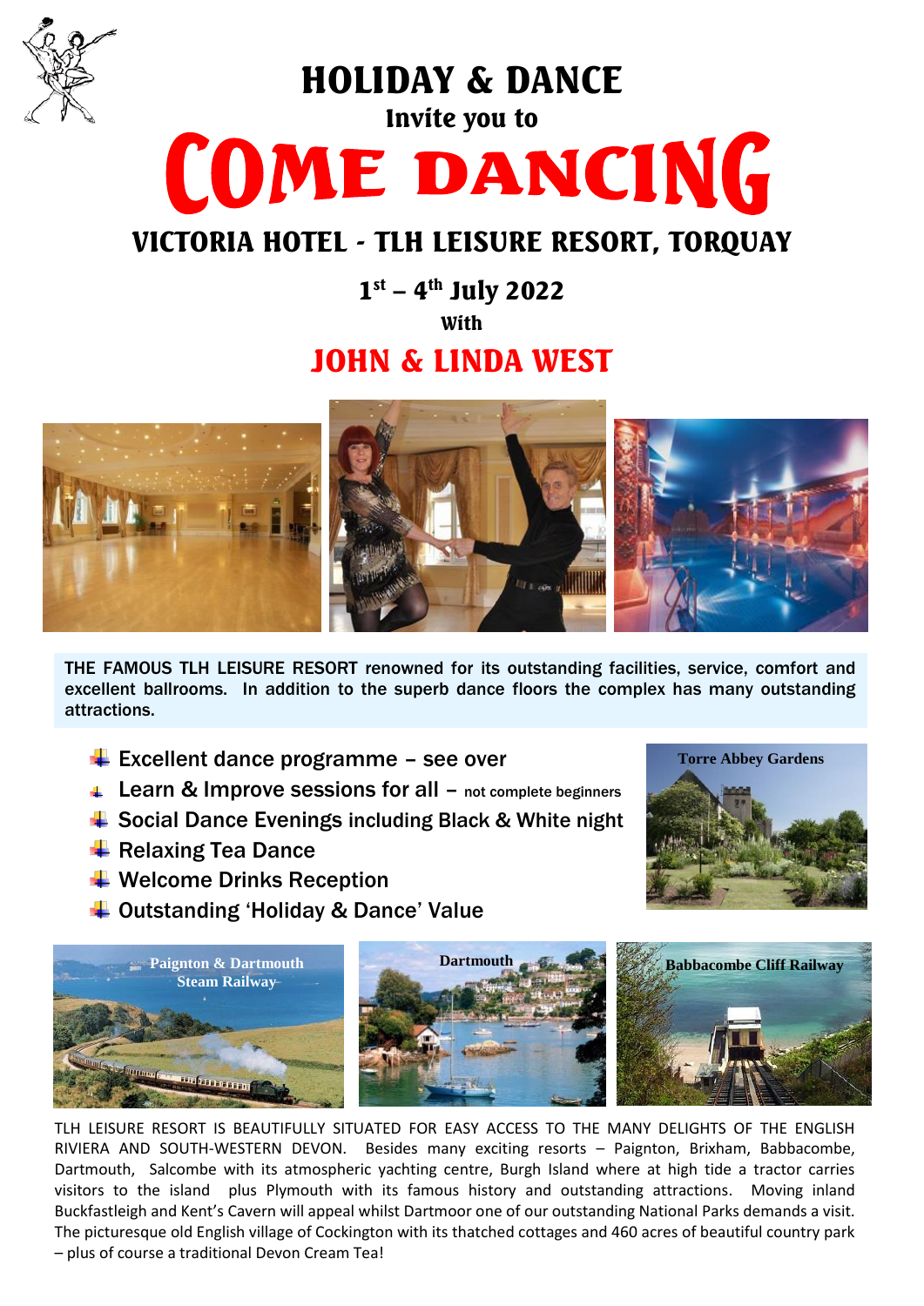# HOLIDAY & DANCE

Invite you to

# COME DANCING

## VICTORIA HOTEL - TLH LEISURE RESORT, TORQUAY

**1st – 4th July 2022**

With

## JOHN & LINDA WEST

THE FAMOUS TLH LEISURE RESORT renowned for its outstanding facilities, service, comfort and excellent ballrooms. In addition to the superb dance floors the complex has many outstanding attractions.

- Excellent dance programme – see over
- Learn & Improve sessions for all – not complete beginners
- Social Dance Evenings including Black & White night
- Relaxing Tea Dance
- Welcome Drinks Reception
- Outstanding 'Holiday & Dance' Value

Torre Abbey Gardens

Paignton & Dartmouth Steam Railway

Dartmouth

Babbacombe Cliff Railway

TLH LEISURE RESORT IS BEAUTIFULLY SITUATED FOR EASY ACCESS TO THE MANY DELIGHTS OF THE ENGLISH RIVIERA AND SOUTH-WESTERN DEVON. Besides many exciting resorts – Paignton, Brixham, Babbacombe, Dartmouth, Salcombe with its atmospheric yachting centre, Burgh Island where at high tide a tractor carries visitors to the island plus Plymouth with its famous history and outstanding attractions. Moving inland Buckfastleigh and Kent's Cavern will appeal whilst Dartmoor one of our outstanding National Parks demands a visit. The picturesque old English village of Cockington with its thatched cottages and 460 acres of beautiful country park – plus of course a traditional Devon Cream Tea!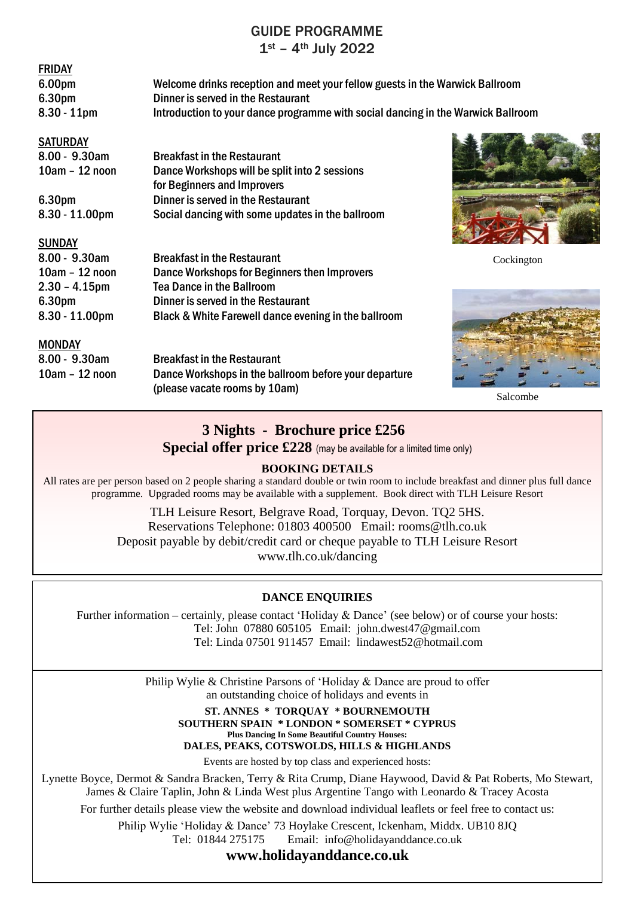# GUIDE PROGRAMME

## 1st – 4th July 2022

**FRIDAY**

| | |
|---|---|
| 6.00pm | Welcome drinks reception and meet your fellow guests in the Warwick Ballroom |
| 6.30pm | Dinner is served in the Restaurant |
| 8.30 - 11pm | Introduction to your dance programme with social dancing in the Warwick Ballroom |

**SATURDAY**

| | |
|---|---|
| 8.00 - 9.30am | Breakfast in the Restaurant |
| 10am – 12 noon | Dance Workshops will be split into 2 sessions for Beginners and Improvers |
| 6.30pm | Dinner is served in the Restaurant |
| 8.30 - 11.00pm | Social dancing with some updates in the ballroom |

**SUNDAY**

| | |
|---|---|
| 8.00 - 9.30am | Breakfast in the Restaurant |
| 10am – 12 noon | Dance Workshops for Beginners then Improvers |
| 2.30 – 4.15pm | Tea Dance in the Ballroom |
| 6.30pm | Dinner is served in the Restaurant |
| 8.30 - 11.00pm | Black & White Farewell dance evening in the ballroom |

**MONDAY**

| | |
|---|---|
| 8.00 - 9.30am | Breakfast in the Restaurant |
| 10am – 12 noon | Dance Workshops in the ballroom before your departure (please vacate rooms by 10am) |

Cockington

Salcombe

## 3 Nights - Brochure price £256

**Special offer price £228** (may be available for a limited time only)

**BOOKING DETAILS**

All rates are per person based on 2 people sharing a standard double or twin room to include breakfast and dinner plus full dance programme. Upgraded rooms may be available with a supplement. Book direct with TLH Leisure Resort

TLH Leisure Resort, Belgrave Road, Torquay, Devon. TQ2 5HS.
Reservations Telephone: 01803 400500 Email: rooms@tlh.co.uk
Deposit payable by debit/credit card or cheque payable to TLH Leisure Resort
www.tlh.co.uk/dancing

**DANCE ENQUIRIES**

Further information – certainly, please contact 'Holiday & Dance' (see below) or of course your hosts:
Tel: John 07880 605105 Email: john.dwest47@gmail.com
Tel: Linda 07501 911457 Email: lindawest52@hotmail.com

Philip Wylie & Christine Parsons of 'Holiday & Dance are proud to offer an outstanding choice of holidays and events in

**ST. ANNES * TORQUAY * BOURNEMOUTH**
**SOUTHERN SPAIN * LONDON * SOMERSET * CYPRUS**
**Plus Dancing In Some Beautiful Country Houses:**
**DALES, PEAKS, COTSWOLDS, HILLS & HIGHLANDS**

Events are hosted by top class and experienced hosts:

Lynette Boyce, Dermot & Sandra Bracken, Terry & Rita Crump, Diane Haywood, David & Pat Roberts, Mo Stewart, James & Claire Taplin, John & Linda West plus Argentine Tango with Leonardo & Tracey Acosta

For further details please view the website and download individual leaflets or feel free to contact us:

Philip Wylie 'Holiday & Dance' 73 Hoylake Crescent, Ickenham, Middx. UB10 8JQ
Tel: 01844 275175 Email: info@holidayanddance.co.uk

**www.holidayanddance.co.uk**